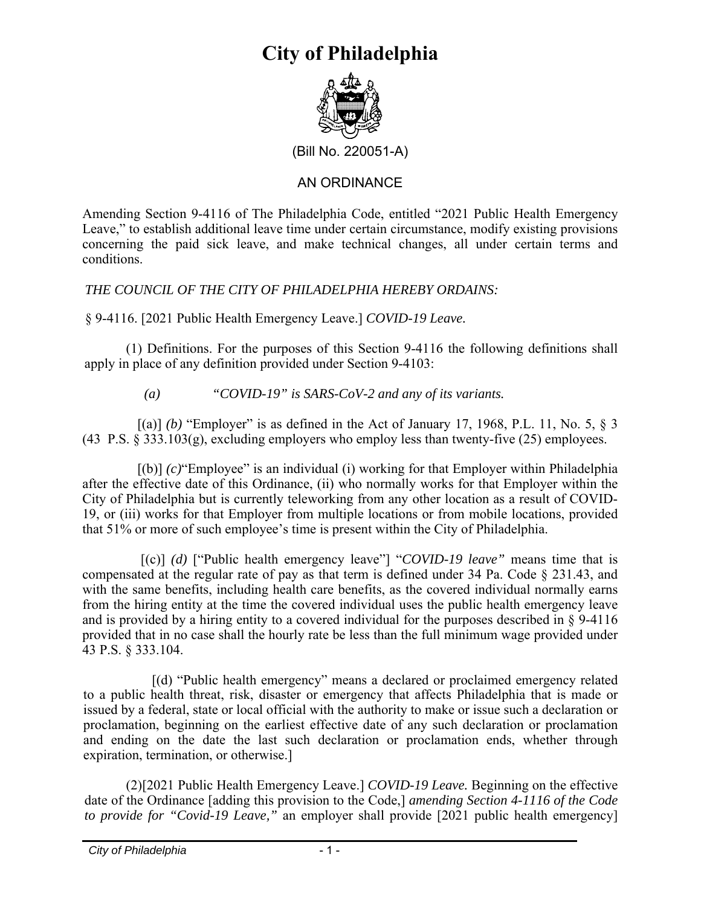# City of Philadelphia

(Bill No. 220051-A)

AN ORDINANCE

Amending Section 9-4116 of The Philadelphia Code, entitled "2021 Public Health Emergency Leave," to establish additional leave time under certain circumstance, modify existing provisions concerning the paid sick leave, and make technical changes, all under certain terms and conditions.

*THE COUNCIL OF THE CITY OF PHILADELPHIA HEREBY ORDAINS:*

§ 9-4116. [2021 Public Health Emergency Leave.] *COVID-19 Leave.*

(1) Definitions. For the purposes of this Section 9-4116 the following definitions shall apply in place of any definition provided under Section 9-4103:

*(a) "COVID-19" is SARS-CoV-2 and any of its variants.*

[(a)] *(b)* "Employer" is as defined in the Act of January 17, 1968, P.L. 11, No. 5, § 3 (43 P.S. § 333.103(g), excluding employers who employ less than twenty-five (25) employees.

[(b)] *(c)*"Employee" is an individual (i) working for that Employer within Philadelphia after the effective date of this Ordinance, (ii) who normally works for that Employer within the City of Philadelphia but is currently teleworking from any other location as a result of COVID-19, or (iii) works for that Employer from multiple locations or from mobile locations, provided that 51% or more of such employee's time is present within the City of Philadelphia.

[(c)] *(d)* ["Public health emergency leave"] "*COVID-19 leave"* means time that is compensated at the regular rate of pay as that term is defined under 34 Pa. Code § 231.43, and with the same benefits, including health care benefits, as the covered individual normally earns from the hiring entity at the time the covered individual uses the public health emergency leave and is provided by a hiring entity to a covered individual for the purposes described in § 9-4116 provided that in no case shall the hourly rate be less than the full minimum wage provided under 43 P.S. § 333.104.

[(d) "Public health emergency" means a declared or proclaimed emergency related to a public health threat, risk, disaster or emergency that affects Philadelphia that is made or issued by a federal, state or local official with the authority to make or issue such a declaration or proclamation, beginning on the earliest effective date of any such declaration or proclamation and ending on the date the last such declaration or proclamation ends, whether through expiration, termination, or otherwise.]

(2)[2021 Public Health Emergency Leave.] *COVID-19 Leave.* Beginning on the effective date of the Ordinance [adding this provision to the Code,] *amending Section 4-1116 of the Code to provide for "Covid-19 Leave,"* an employer shall provide [2021 public health emergency]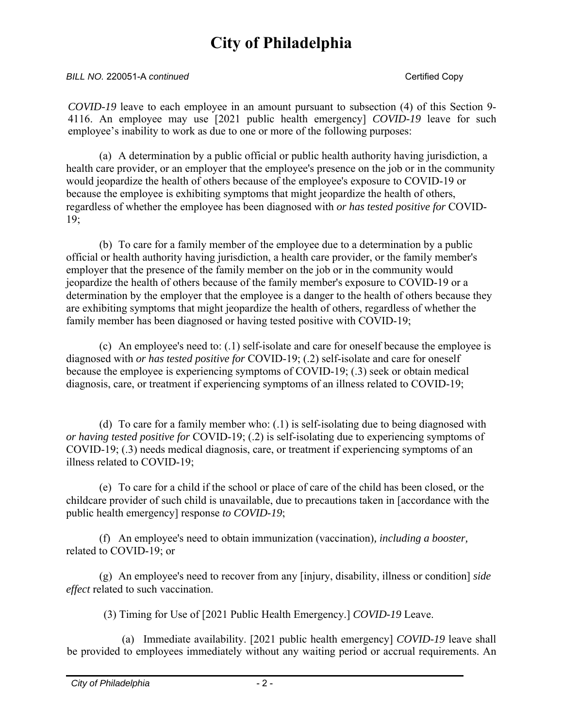*COVID-19* leave to each employee in an amount pursuant to subsection (4) of this Section 9-4116. An employee may use [2021 public health emergency] *COVID-19* leave for such employee's inability to work as due to one or more of the following purposes:

(a) A determination by a public official or public health authority having jurisdiction, a health care provider, or an employer that the employee's presence on the job or in the community would jeopardize the health of others because of the employee's exposure to COVID-19 or because the employee is exhibiting symptoms that might jeopardize the health of others, regardless of whether the employee has been diagnosed with *or has tested positive for* COVID-19;

(b) To care for a family member of the employee due to a determination by a public official or health authority having jurisdiction, a health care provider, or the family member's employer that the presence of the family member on the job or in the community would jeopardize the health of others because of the family member's exposure to COVID-19 or a determination by the employer that the employee is a danger to the health of others because they are exhibiting symptoms that might jeopardize the health of others, regardless of whether the family member has been diagnosed or having tested positive with COVID-19;

(c) An employee's need to: (.1) self-isolate and care for oneself because the employee is diagnosed with *or has tested positive for* COVID-19; (.2) self-isolate and care for oneself because the employee is experiencing symptoms of COVID-19; (.3) seek or obtain medical diagnosis, care, or treatment if experiencing symptoms of an illness related to COVID-19;

(d) To care for a family member who: (.1) is self-isolating due to being diagnosed with *or having tested positive for* COVID-19; (.2) is self-isolating due to experiencing symptoms of COVID-19; (.3) needs medical diagnosis, care, or treatment if experiencing symptoms of an illness related to COVID-19;

(e) To care for a child if the school or place of care of the child has been closed, or the childcare provider of such child is unavailable, due to precautions taken in [accordance with the public health emergency] response *to COVID-19*;

(f) An employee's need to obtain immunization (vaccination)*, including a booster,* related to COVID-19; or

(g) An employee's need to recover from any [injury, disability, illness or condition] *side effect* related to such vaccination.

(3) Timing for Use of [2021 Public Health Emergency.] *COVID-19* Leave.

(a) Immediate availability. [2021 public health emergency] *COVID-19* leave shall be provided to employees immediately without any waiting period or accrual requirements. An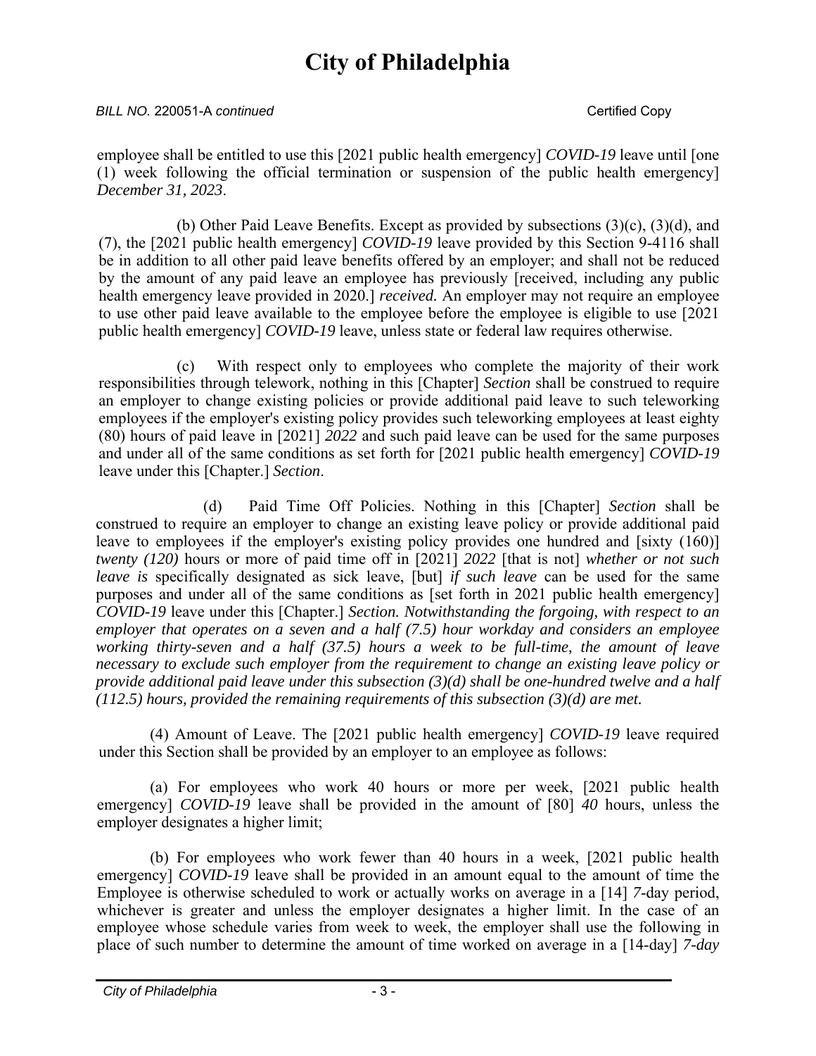employee shall be entitled to use this [2021 public health emergency] *COVID-19* leave until [one (1) week following the official termination or suspension of the public health emergency] *December 31, 2023*.

(b) Other Paid Leave Benefits. Except as provided by subsections (3)(c), (3)(d), and (7), the [2021 public health emergency] *COVID-19* leave provided by this Section 9-4116 shall be in addition to all other paid leave benefits offered by an employer; and shall not be reduced by the amount of any paid leave an employee has previously [received, including any public health emergency leave provided in 2020.] *received.* An employer may not require an employee to use other paid leave available to the employee before the employee is eligible to use [2021 public health emergency] *COVID-19* leave, unless state or federal law requires otherwise.

(c) With respect only to employees who complete the majority of their work responsibilities through telework, nothing in this [Chapter] *Section* shall be construed to require an employer to change existing policies or provide additional paid leave to such teleworking employees if the employer's existing policy provides such teleworking employees at least eighty (80) hours of paid leave in [2021] *2022* and such paid leave can be used for the same purposes and under all of the same conditions as set forth for [2021 public health emergency] *COVID-19* leave under this [Chapter.] *Section*.

(d) Paid Time Off Policies. Nothing in this [Chapter] *Section* shall be construed to require an employer to change an existing leave policy or provide additional paid leave to employees if the employer's existing policy provides one hundred and [sixty (160)] *twenty (120)* hours or more of paid time off in [2021] *2022* [that is not] *whether or not such leave is* specifically designated as sick leave, [but] *if such leave* can be used for the same purposes and under all of the same conditions as [set forth in 2021 public health emergency] *COVID-19* leave under this [Chapter.] *Section. Notwithstanding the forgoing, with respect to an employer that operates on a seven and a half (7.5) hour workday and considers an employee working thirty-seven and a half (37.5) hours a week to be full-time, the amount of leave necessary to exclude such employer from the requirement to change an existing leave policy or provide additional paid leave under this subsection (3)(d) shall be one-hundred twelve and a half (112.5) hours, provided the remaining requirements of this subsection (3)(d) are met.*

(4) Amount of Leave. The [2021 public health emergency] *COVID-19* leave required under this Section shall be provided by an employer to an employee as follows:

(a) For employees who work 40 hours or more per week, [2021 public health emergency] *COVID-19* leave shall be provided in the amount of [80] *40* hours, unless the employer designates a higher limit;

(b) For employees who work fewer than 40 hours in a week, [2021 public health emergency] *COVID-19* leave shall be provided in an amount equal to the amount of time the Employee is otherwise scheduled to work or actually works on average in a [14] *7*-day period, whichever is greater and unless the employer designates a higher limit. In the case of an employee whose schedule varies from week to week, the employer shall use the following in place of such number to determine the amount of time worked on average in a [14-day] *7-day*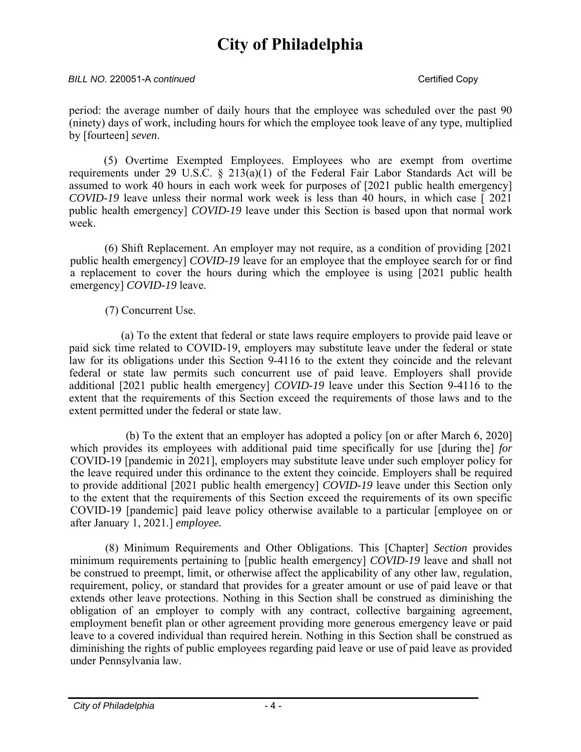period: the average number of daily hours that the employee was scheduled over the past 90 (ninety) days of work, including hours for which the employee took leave of any type, multiplied by [fourteen] *seven*.

(5) Overtime Exempted Employees. Employees who are exempt from overtime requirements under 29 U.S.C. § 213(a)(1) of the Federal Fair Labor Standards Act will be assumed to work 40 hours in each work week for purposes of [2021 public health emergency] *COVID-19* leave unless their normal work week is less than 40 hours, in which case [ 2021 public health emergency] *COVID-19* leave under this Section is based upon that normal work week.

(6) Shift Replacement. An employer may not require, as a condition of providing [2021 public health emergency] *COVID-19* leave for an employee that the employee search for or find a replacement to cover the hours during which the employee is using [2021 public health emergency] *COVID-19* leave.

(7) Concurrent Use.

(a) To the extent that federal or state laws require employers to provide paid leave or paid sick time related to COVID-19, employers may substitute leave under the federal or state law for its obligations under this Section 9-4116 to the extent they coincide and the relevant federal or state law permits such concurrent use of paid leave. Employers shall provide additional [2021 public health emergency] *COVID-19* leave under this Section 9-4116 to the extent that the requirements of this Section exceed the requirements of those laws and to the extent permitted under the federal or state law.

(b) To the extent that an employer has adopted a policy [on or after March 6, 2020] which provides its employees with additional paid time specifically for use [during the] *for* COVID-19 [pandemic in 2021], employers may substitute leave under such employer policy for the leave required under this ordinance to the extent they coincide. Employers shall be required to provide additional [2021 public health emergency] *COVID-19* leave under this Section only to the extent that the requirements of this Section exceed the requirements of its own specific COVID-19 [pandemic] paid leave policy otherwise available to a particular [employee on or after January 1, 2021.] *employee.*

(8) Minimum Requirements and Other Obligations. This [Chapter] *Section* provides minimum requirements pertaining to [public health emergency] *COVID-19* leave and shall not be construed to preempt, limit, or otherwise affect the applicability of any other law, regulation, requirement, policy, or standard that provides for a greater amount or use of paid leave or that extends other leave protections. Nothing in this Section shall be construed as diminishing the obligation of an employer to comply with any contract, collective bargaining agreement, employment benefit plan or other agreement providing more generous emergency leave or paid leave to a covered individual than required herein. Nothing in this Section shall be construed as diminishing the rights of public employees regarding paid leave or use of paid leave as provided under Pennsylvania law.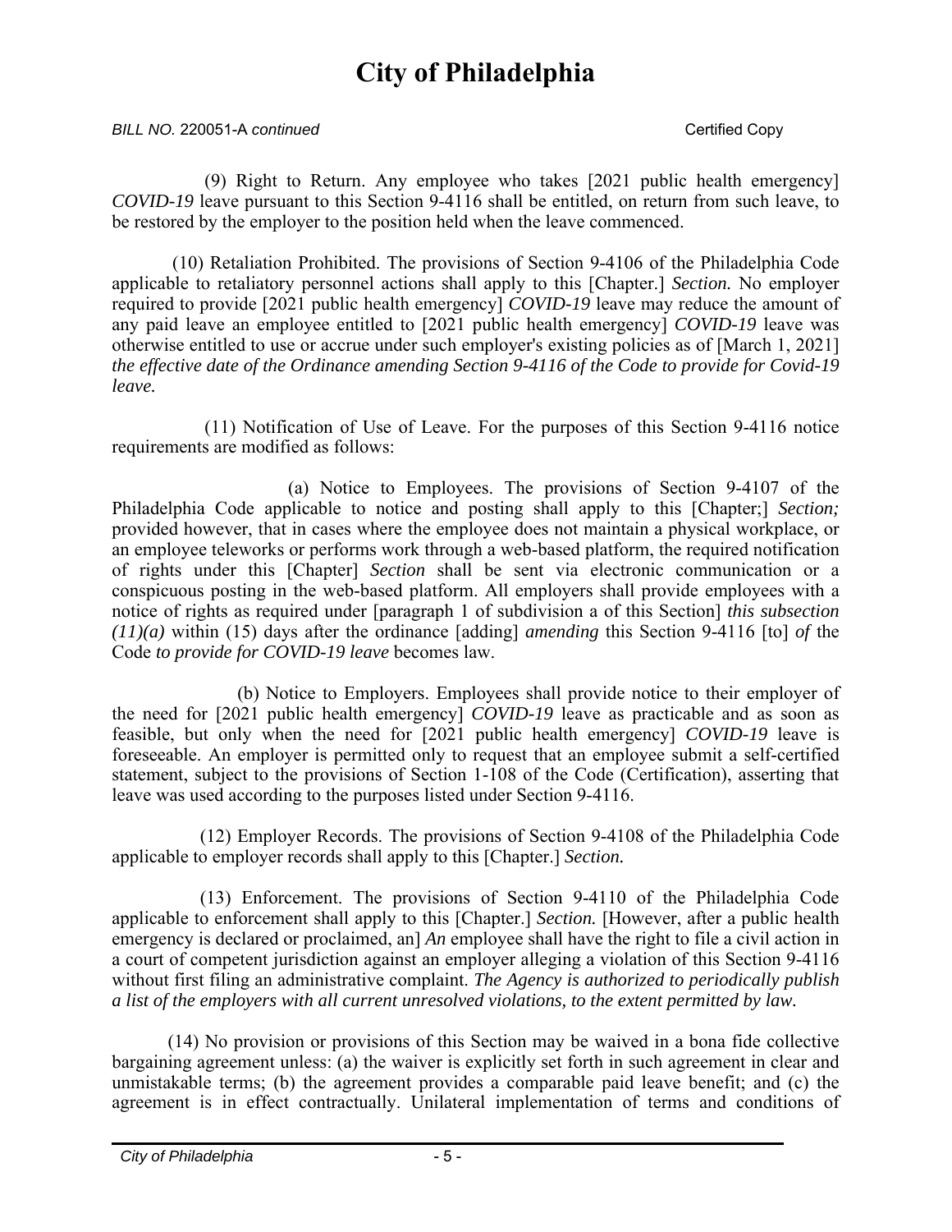(9) Right to Return. Any employee who takes [2021 public health emergency] *COVID-19* leave pursuant to this Section 9-4116 shall be entitled, on return from such leave, to be restored by the employer to the position held when the leave commenced.

(10) Retaliation Prohibited. The provisions of Section 9-4106 of the Philadelphia Code applicable to retaliatory personnel actions shall apply to this [Chapter.] *Section.* No employer required to provide [2021 public health emergency] *COVID-19* leave may reduce the amount of any paid leave an employee entitled to [2021 public health emergency] *COVID-19* leave was otherwise entitled to use or accrue under such employer's existing policies as of [March 1, 2021] *the effective date of the Ordinance amending Section 9-4116 of the Code to provide for Covid-19 leave.*

(11) Notification of Use of Leave. For the purposes of this Section 9-4116 notice requirements are modified as follows:

(a) Notice to Employees. The provisions of Section 9-4107 of the Philadelphia Code applicable to notice and posting shall apply to this [Chapter;] *Section;* provided however, that in cases where the employee does not maintain a physical workplace, or an employee teleworks or performs work through a web-based platform, the required notification of rights under this [Chapter] *Section* shall be sent via electronic communication or a conspicuous posting in the web-based platform. All employers shall provide employees with a notice of rights as required under [paragraph 1 of subdivision a of this Section] *this subsection (11)(a)* within (15) days after the ordinance [adding] *amending* this Section 9-4116 [to] *of* the Code *to provide for COVID-19 leave* becomes law.

(b) Notice to Employers. Employees shall provide notice to their employer of the need for [2021 public health emergency] *COVID-19* leave as practicable and as soon as feasible, but only when the need for [2021 public health emergency] *COVID-19* leave is foreseeable. An employer is permitted only to request that an employee submit a self-certified statement, subject to the provisions of Section 1-108 of the Code (Certification), asserting that leave was used according to the purposes listed under Section 9-4116.

(12) Employer Records. The provisions of Section 9-4108 of the Philadelphia Code applicable to employer records shall apply to this [Chapter.] *Section.*

(13) Enforcement. The provisions of Section 9-4110 of the Philadelphia Code applicable to enforcement shall apply to this [Chapter.] *Section.* [However, after a public health emergency is declared or proclaimed, an] *An* employee shall have the right to file a civil action in a court of competent jurisdiction against an employer alleging a violation of this Section 9-4116 without first filing an administrative complaint. *The Agency is authorized to periodically publish a list of the employers with all current unresolved violations, to the extent permitted by law.*

(14) No provision or provisions of this Section may be waived in a bona fide collective bargaining agreement unless: (a) the waiver is explicitly set forth in such agreement in clear and unmistakable terms; (b) the agreement provides a comparable paid leave benefit; and (c) the agreement is in effect contractually. Unilateral implementation of terms and conditions of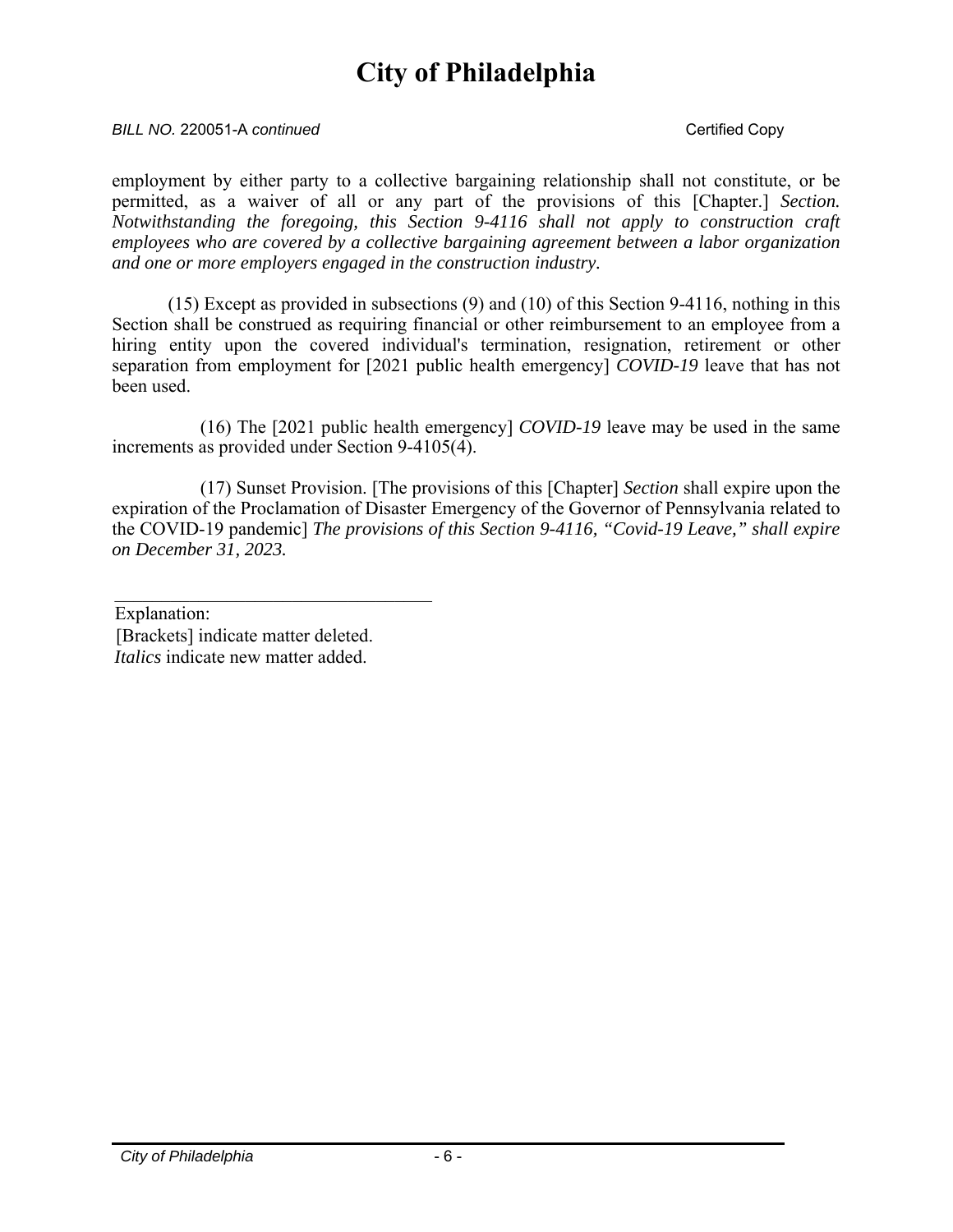employment by either party to a collective bargaining relationship shall not constitute, or be permitted, as a waiver of all or any part of the provisions of this [Chapter.] *Section. Notwithstanding the foregoing, this Section 9-4116 shall not apply to construction craft employees who are covered by a collective bargaining agreement between a labor organization and one or more employers engaged in the construction industry.*

(15) Except as provided in subsections (9) and (10) of this Section 9-4116, nothing in this Section shall be construed as requiring financial or other reimbursement to an employee from a hiring entity upon the covered individual's termination, resignation, retirement or other separation from employment for [2021 public health emergency] *COVID-19* leave that has not been used.

(16) The [2021 public health emergency] *COVID-19* leave may be used in the same increments as provided under Section 9-4105(4).

(17) Sunset Provision. [The provisions of this [Chapter] *Section* shall expire upon the expiration of the Proclamation of Disaster Emergency of the Governor of Pennsylvania related to the COVID-19 pandemic] *The provisions of this Section 9-4116, "Covid-19 Leave," shall expire on December 31, 2023.*

---

Explanation:
[Brackets] indicate matter deleted.
*Italics* indicate new matter added.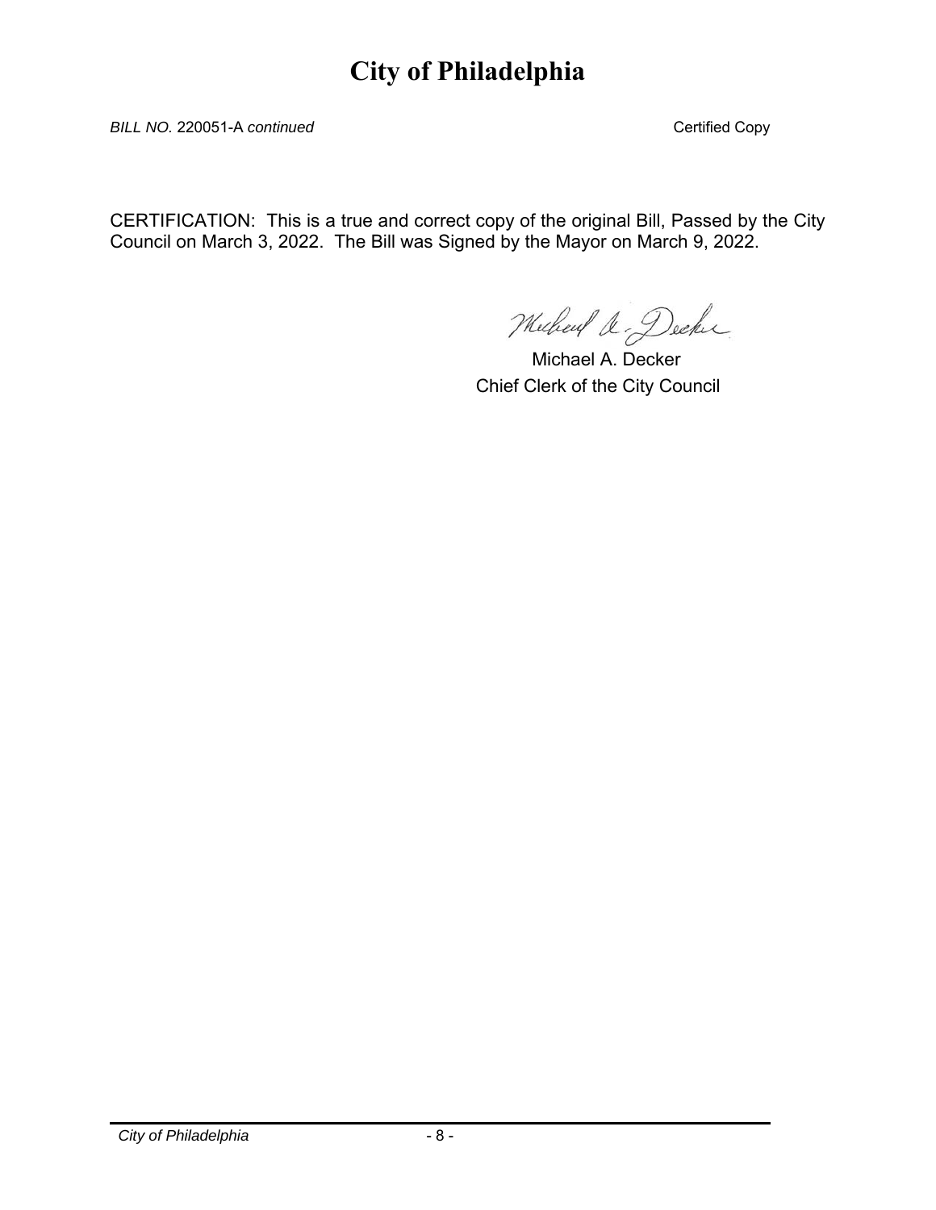CERTIFICATION: This is a true and correct copy of the original Bill, Passed by the City Council on March 3, 2022. The Bill was Signed by the Mayor on March 9, 2022.

Michael A. Decker
Chief Clerk of the City Council